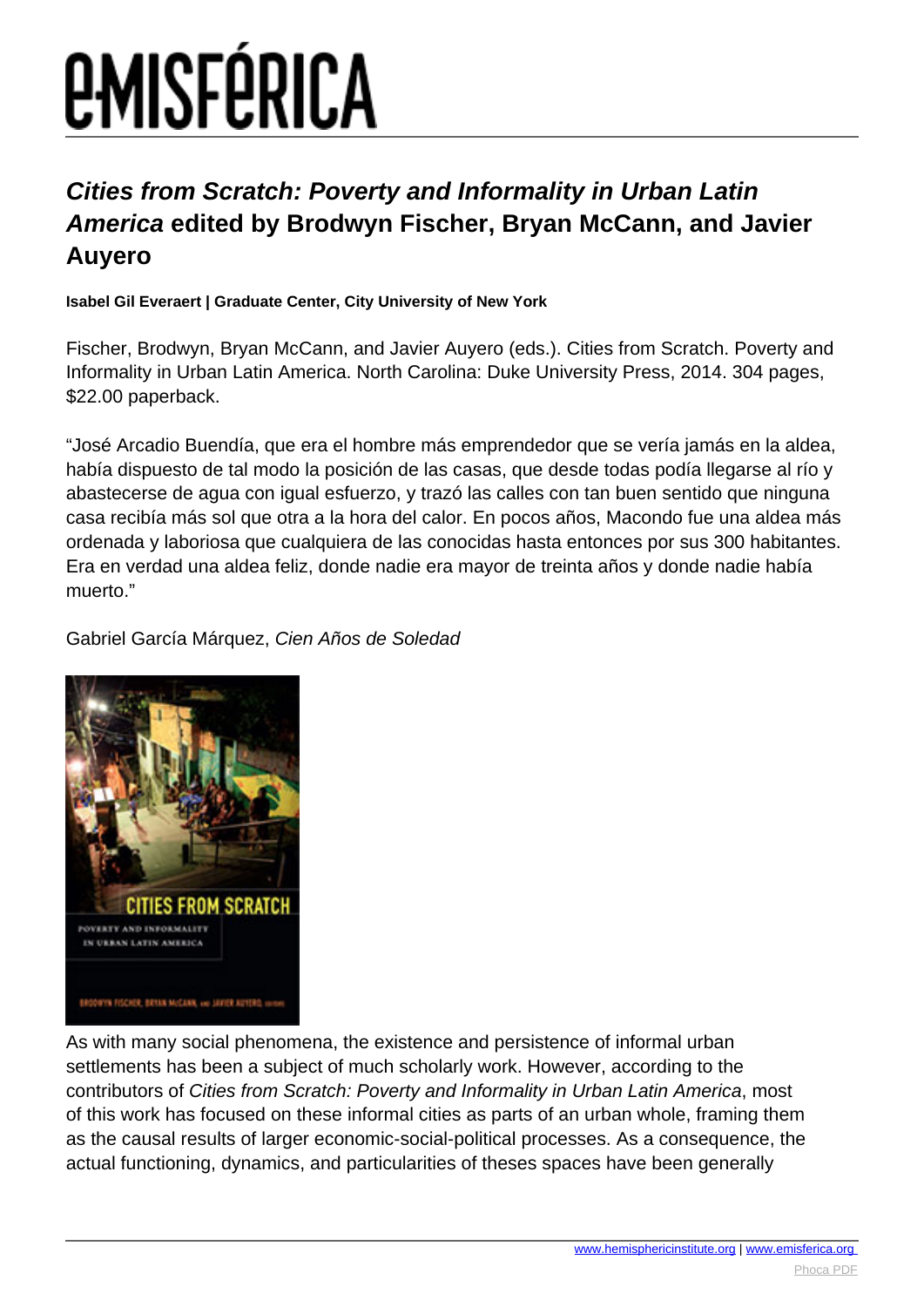# Cities from Scratch: Poverty and Informality in Urban Latin America edited by Brodwyn Fischer, Bryan McCann, and Javier Auyero

**Isabel Gil Everaert | Graduate Center, City University of New York**

Fischer, Brodwyn, Bryan McCann, and Javier Auyero (eds.). Cities from Scratch. Poverty and Informality in Urban Latin America. North Carolina: Duke University Press, 2014. 304 pages, $22.00 paperback.

"José Arcadio Buendía, que era el hombre más emprendedor que se vería jamás en la aldea, había dispuesto de tal modo la posición de las casas, que desde todas podía llegarse al río y abastecerse de agua con igual esfuerzo, y trazó las calles con tan buen sentido que ninguna casa recibía más sol que otra a la hora del calor. En pocos años, Macondo fue una aldea más ordenada y laboriosa que cualquiera de las conocidas hasta entonces por sus 300 habitantes. Era en verdad una aldea feliz, donde nadie era mayor de treinta años y donde nadie había muerto."

Gabriel García Márquez, *Cien Años de Soledad*

As with many social phenomena, the existence and persistence of informal urban settlements has been a subject of much scholarly work. However, according to the contributors of *Cities from Scratch: Poverty and Informality in Urban Latin America*, most of this work has focused on these informal cities as parts of an urban whole, framing them as the causal results of larger economic-social-political processes. As a consequence, the actual functioning, dynamics, and particularities of theses spaces have been generally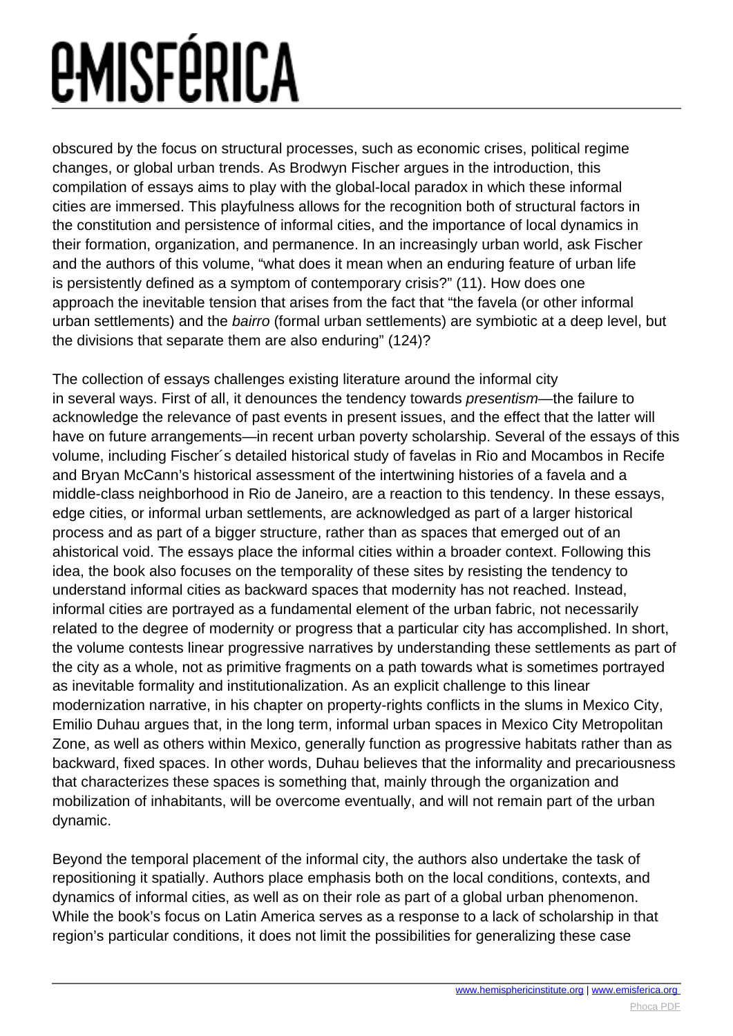obscured by the focus on structural processes, such as economic crises, political regime changes, or global urban trends. As Brodwyn Fischer argues in the introduction, this compilation of essays aims to play with the global-local paradox in which these informal cities are immersed. This playfulness allows for the recognition both of structural factors in the constitution and persistence of informal cities, and the importance of local dynamics in their formation, organization, and permanence. In an increasingly urban world, ask Fischer and the authors of this volume, "what does it mean when an enduring feature of urban life is persistently defined as a symptom of contemporary crisis?" (11). How does one approach the inevitable tension that arises from the fact that "the favela (or other informal urban settlements) and the *bairro* (formal urban settlements) are symbiotic at a deep level, but the divisions that separate them are also enduring" (124)?

The collection of essays challenges existing literature around the informal city in several ways. First of all, it denounces the tendency towards *presentism*—the failure to acknowledge the relevance of past events in present issues, and the effect that the latter will have on future arrangements—in recent urban poverty scholarship. Several of the essays of this volume, including Fischer´s detailed historical study of favelas in Rio and Mocambos in Recife and Bryan McCann's historical assessment of the intertwining histories of a favela and a middle-class neighborhood in Rio de Janeiro, are a reaction to this tendency. In these essays, edge cities, or informal urban settlements, are acknowledged as part of a larger historical process and as part of a bigger structure, rather than as spaces that emerged out of an ahistorical void. The essays place the informal cities within a broader context. Following this idea, the book also focuses on the temporality of these sites by resisting the tendency to understand informal cities as backward spaces that modernity has not reached. Instead, informal cities are portrayed as a fundamental element of the urban fabric, not necessarily related to the degree of modernity or progress that a particular city has accomplished. In short, the volume contests linear progressive narratives by understanding these settlements as part of the city as a whole, not as primitive fragments on a path towards what is sometimes portrayed as inevitable formality and institutionalization. As an explicit challenge to this linear modernization narrative, in his chapter on property-rights conflicts in the slums in Mexico City, Emilio Duhau argues that, in the long term, informal urban spaces in Mexico City Metropolitan Zone, as well as others within Mexico, generally function as progressive habitats rather than as backward, fixed spaces. In other words, Duhau believes that the informality and precariousness that characterizes these spaces is something that, mainly through the organization and mobilization of inhabitants, will be overcome eventually, and will not remain part of the urban dynamic.

Beyond the temporal placement of the informal city, the authors also undertake the task of repositioning it spatially. Authors place emphasis both on the local conditions, contexts, and dynamics of informal cities, as well as on their role as part of a global urban phenomenon. While the book's focus on Latin America serves as a response to a lack of scholarship in that region's particular conditions, it does not limit the possibilities for generalizing these case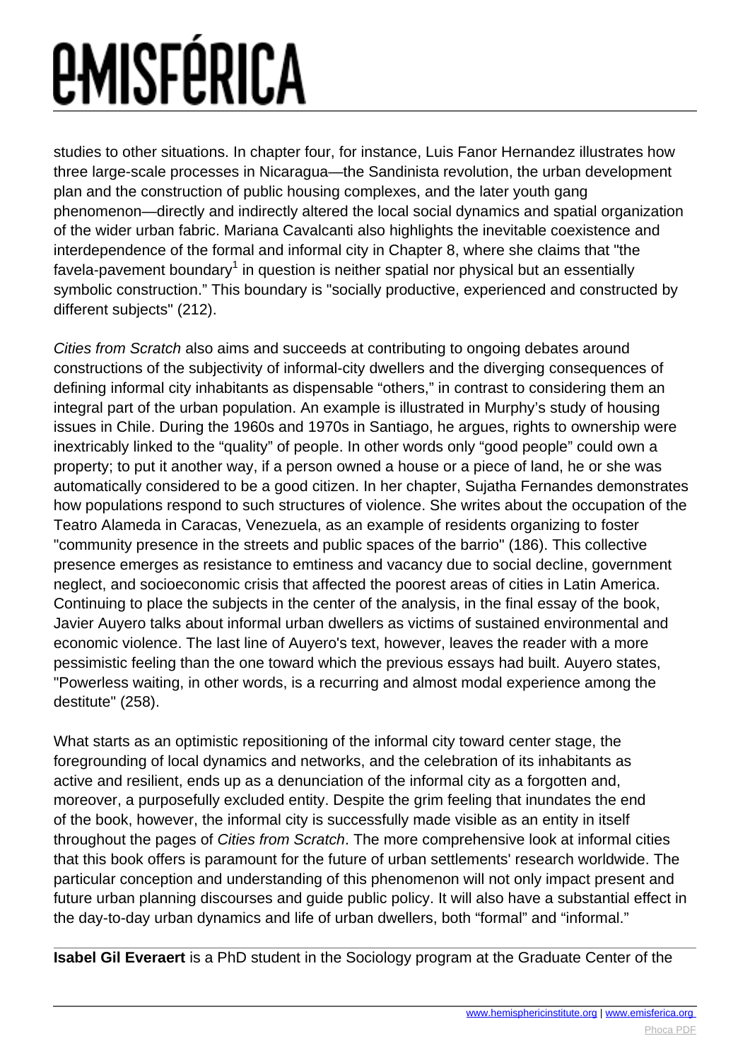studies to other situations. In chapter four, for instance, Luis Fanor Hernandez illustrates how three large-scale processes in Nicaragua—the Sandinista revolution, the urban development plan and the construction of public housing complexes, and the later youth gang phenomenon—directly and indirectly altered the local social dynamics and spatial organization of the wider urban fabric. Mariana Cavalcanti also highlights the inevitable coexistence and interdependence of the formal and informal city in Chapter 8, where she claims that "the favela-pavement boundary[1] in question is neither spatial nor physical but an essentially symbolic construction." This boundary is "socially productive, experienced and constructed by different subjects" (212).

*Cities from Scratch* also aims and succeeds at contributing to ongoing debates around constructions of the subjectivity of informal-city dwellers and the diverging consequences of defining informal city inhabitants as dispensable "others," in contrast to considering them an integral part of the urban population. An example is illustrated in Murphy's study of housing issues in Chile. During the 1960s and 1970s in Santiago, he argues, rights to ownership were inextricably linked to the "quality" of people. In other words only "good people" could own a property; to put it another way, if a person owned a house or a piece of land, he or she was automatically considered to be a good citizen. In her chapter, Sujatha Fernandes demonstrates how populations respond to such structures of violence. She writes about the occupation of the Teatro Alameda in Caracas, Venezuela, as an example of residents organizing to foster "community presence in the streets and public spaces of the barrio" (186). This collective presence emerges as resistance to emtiness and vacancy due to social decline, government neglect, and socioeconomic crisis that affected the poorest areas of cities in Latin America. Continuing to place the subjects in the center of the analysis, in the final essay of the book, Javier Auyero talks about informal urban dwellers as victims of sustained environmental and economic violence. The last line of Auyero's text, however, leaves the reader with a more pessimistic feeling than the one toward which the previous essays had built. Auyero states, "Powerless waiting, in other words, is a recurring and almost modal experience among the destitute" (258).

What starts as an optimistic repositioning of the informal city toward center stage, the foregrounding of local dynamics and networks, and the celebration of its inhabitants as active and resilient, ends up as a denunciation of the informal city as a forgotten and, moreover, a purposefully excluded entity. Despite the grim feeling that inundates the end of the book, however, the informal city is successfully made visible as an entity in itself throughout the pages of *Cities from Scratch*. The more comprehensive look at informal cities that this book offers is paramount for the future of urban settlements' research worldwide. The particular conception and understanding of this phenomenon will not only impact present and future urban planning discourses and guide public policy. It will also have a substantial effect in the day-to-day urban dynamics and life of urban dwellers, both "formal" and "informal."

---

**Isabel Gil Everaert** is a PhD student in the Sociology program at the Graduate Center of the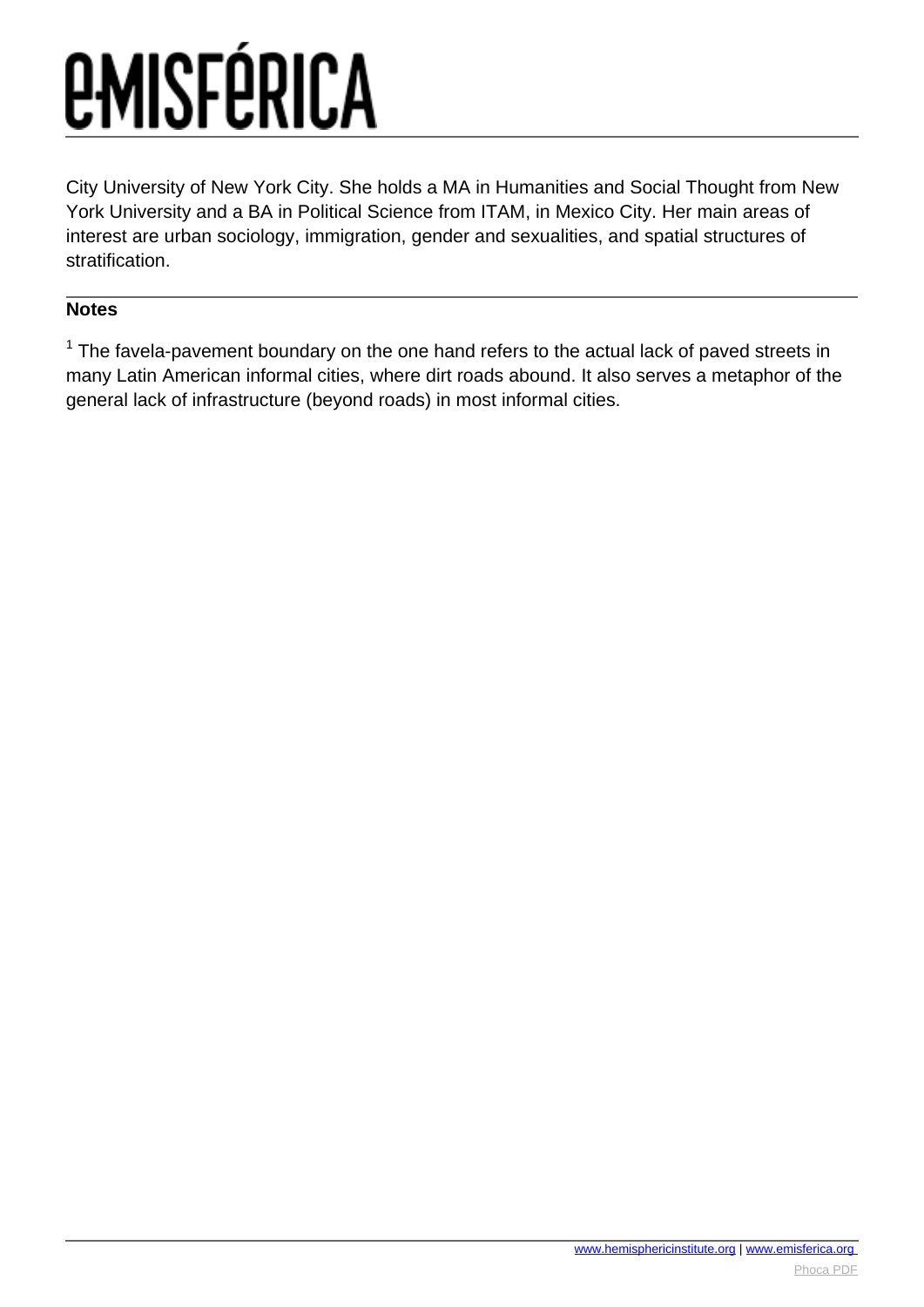City University of New York City. She holds a MA in Humanities and Social Thought from New York University and a BA in Political Science from ITAM, in Mexico City. Her main areas of interest are urban sociology, immigration, gender and sexualities, and spatial structures of stratification.

## Notes

[1] The favela-pavement boundary on the one hand refers to the actual lack of paved streets in many Latin American informal cities, where dirt roads abound. It also serves a metaphor of the general lack of infrastructure (beyond roads) in most informal cities.